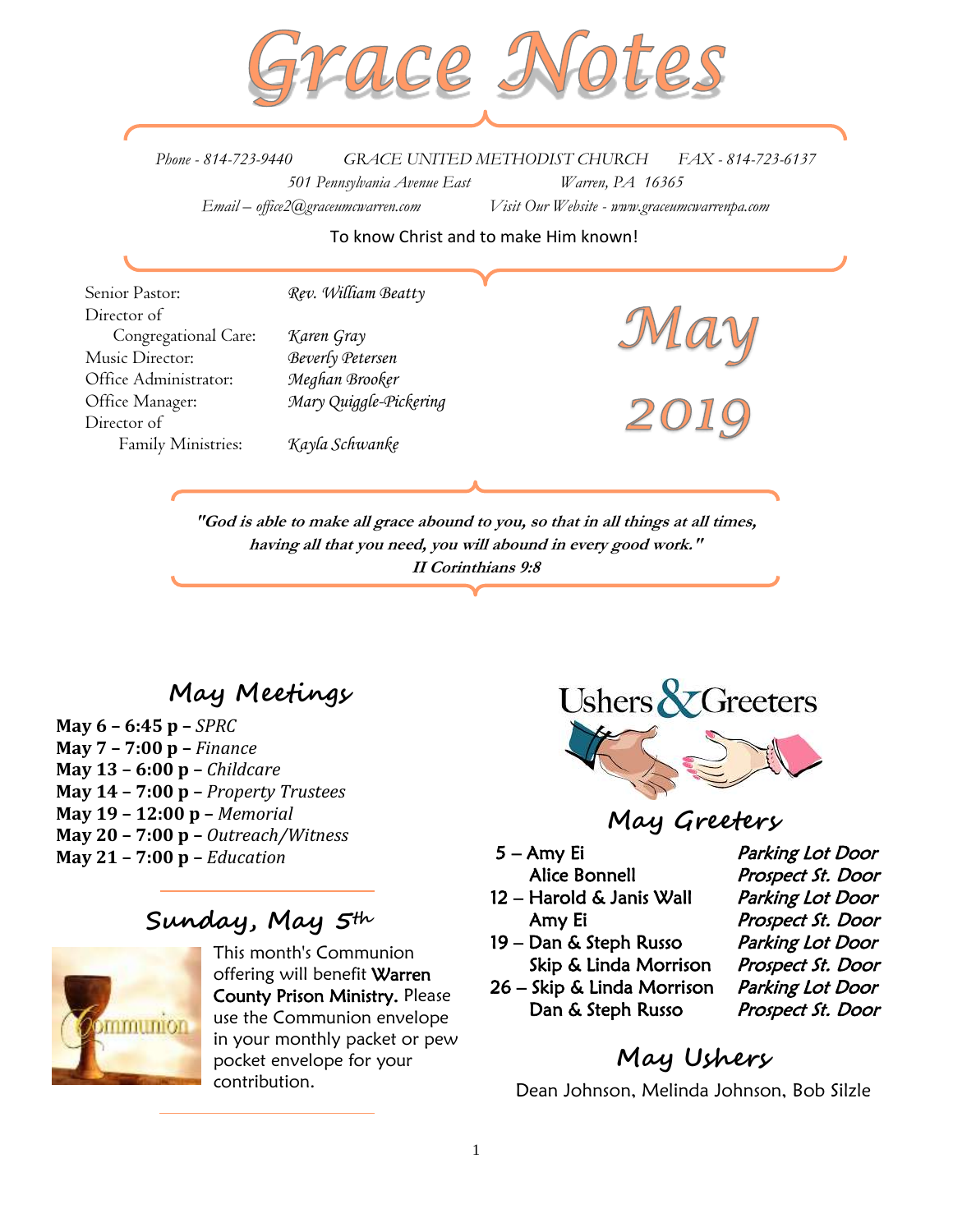# Grace Notes

Phone - 814-723-9440 GRACE UNITED METHODIST CHURCH FAX - 814-723-6137

501 Pennsylvania Avenue East Warren, PA 16365

Email – office2@graceumcwarren.com Visit Our Website - www.graceumcwarrenpa.com

To know Christ and to make Him known!

| | |
|---|---|
| Senior Pastor: | *Rev. William Beatty* |
| Director of Congregational Care: | *Karen Gray* |
| Music Director: | *Beverly Petersen* |
| Office Administrator: | *Meghan Brooker* |
| Office Manager: | *Mary Quiggle-Pickering* |
| Director of Family Ministries: | *Kayla Schwanke* |

## May 2019

***"God is able to make all grace abound to you, so that in all things at all times, having all that you need, you will abound in every good work."***
***II Corinthians 9:8***

## May Meetings

**May 6 – 6:45 p –** *SPRC*
**May 7 – 7:00 p –** *Finance*
**May 13 – 6:00 p –** *Childcare*
**May 14 – 7:00 p –** *Property Trustees*
**May 19 – 12:00 p –** *Memorial*
**May 20 – 7:00 p –** *Outreach/Witness*
**May 21 – 7:00 p –** *Education*

## Sunday, May 5th

This month's Communion offering will benefit **Warren County Prison Ministry.** Please use the Communion envelope in your monthly packet or pew pocket envelope for your contribution.

## Ushers & Greeters

### May Greeters

| | | |
|---|---|---|
| 5 – | Amy Ei | *Parking Lot Door* |
| | Alice Bonnell | *Prospect St. Door* |
| 12 – | Harold & Janis Wall | *Parking Lot Door* |
| | Amy Ei | *Prospect St. Door* |
| 19 – | Dan & Steph Russo | *Parking Lot Door* |
| | Skip & Linda Morrison | *Prospect St. Door* |
| 26 – | Skip & Linda Morrison | *Parking Lot Door* |
| | Dan & Steph Russo | *Prospect St. Door* |

### May Ushers

Dean Johnson, Melinda Johnson, Bob Silzle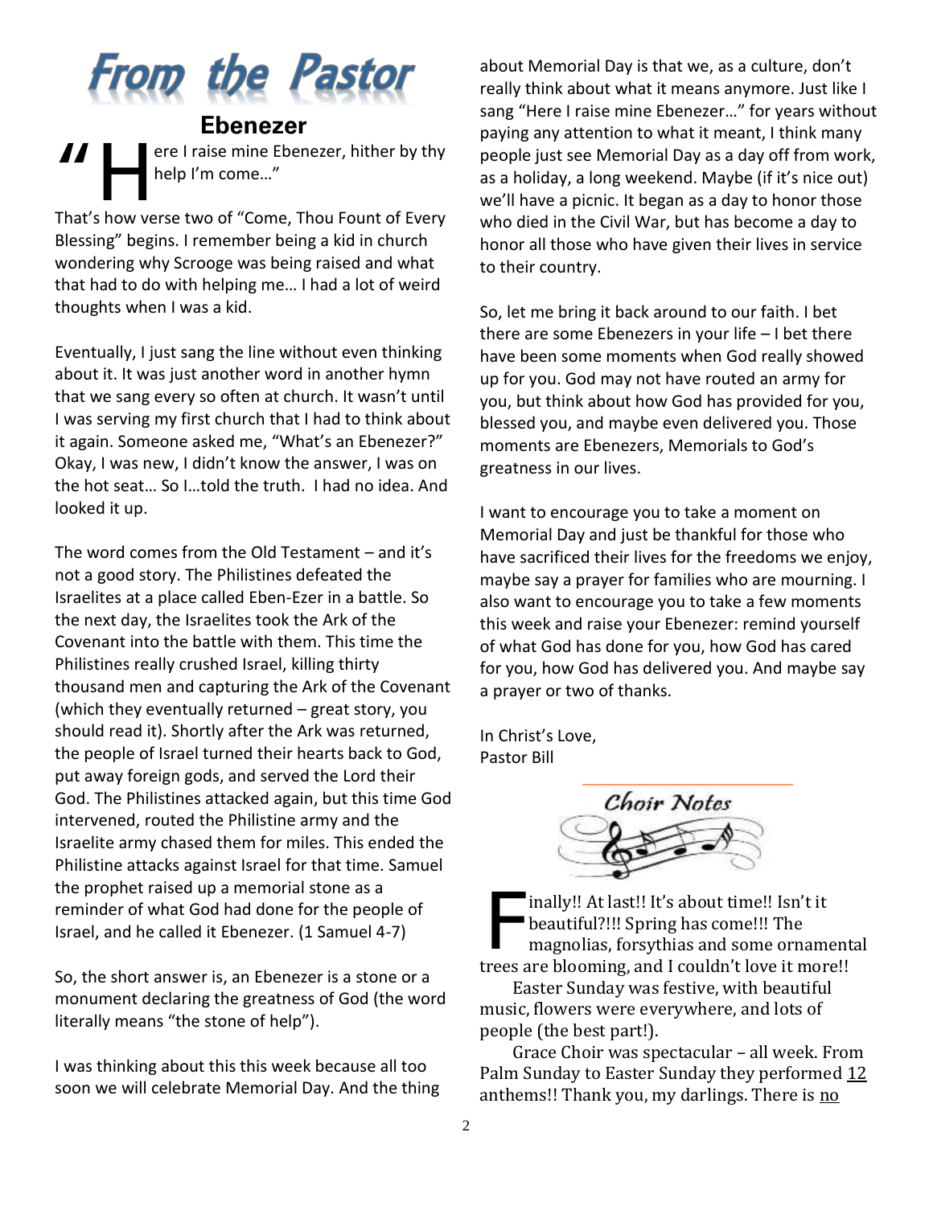# From the Pastor

## Ebenezer

"Here I raise mine Ebenezer, hither by thy help I'm come…"

That's how verse two of "Come, Thou Fount of Every Blessing" begins. I remember being a kid in church wondering why Scrooge was being raised and what that had to do with helping me… I had a lot of weird thoughts when I was a kid.

Eventually, I just sang the line without even thinking about it. It was just another word in another hymn that we sang every so often at church. It wasn't until I was serving my first church that I had to think about it again. Someone asked me, "What's an Ebenezer?" Okay, I was new, I didn't know the answer, I was on the hot seat… So I…told the truth. I had no idea. And looked it up.

The word comes from the Old Testament – and it's not a good story. The Philistines defeated the Israelites at a place called Eben-Ezer in a battle. So the next day, the Israelites took the Ark of the Covenant into the battle with them. This time the Philistines really crushed Israel, killing thirty thousand men and capturing the Ark of the Covenant (which they eventually returned – great story, you should read it). Shortly after the Ark was returned, the people of Israel turned their hearts back to God, put away foreign gods, and served the Lord their God. The Philistines attacked again, but this time God intervened, routed the Philistine army and the Israelite army chased them for miles. This ended the Philistine attacks against Israel for that time. Samuel the prophet raised up a memorial stone as a reminder of what God had done for the people of Israel, and he called it Ebenezer. (1 Samuel 4-7)

So, the short answer is, an Ebenezer is a stone or a monument declaring the greatness of God (the word literally means "the stone of help").

I was thinking about this this week because all too soon we will celebrate Memorial Day. And the thing about Memorial Day is that we, as a culture, don't really think about what it means anymore. Just like I sang "Here I raise mine Ebenezer…" for years without paying any attention to what it meant, I think many people just see Memorial Day as a day off from work, as a holiday, a long weekend. Maybe (if it's nice out) we'll have a picnic. It began as a day to honor those who died in the Civil War, but has become a day to honor all those who have given their lives in service to their country.

So, let me bring it back around to our faith. I bet there are some Ebenezers in your life – I bet there have been some moments when God really showed up for you. God may not have routed an army for you, but think about how God has provided for you, blessed you, and maybe even delivered you. Those moments are Ebenezers, Memorials to God's greatness in our lives.

I want to encourage you to take a moment on Memorial Day and just be thankful for those who have sacrificed their lives for the freedoms we enjoy, maybe say a prayer for families who are mourning. I also want to encourage you to take a few moments this week and raise your Ebenezer: remind yourself of what God has done for you, how God has cared for you, how God has delivered you. And maybe say a prayer or two of thanks.

In Christ's Love,
Pastor Bill

# Choir Notes

Finally!! At last!! It's about time!! Isn't it beautiful?!!! Spring has come!!! The magnolias, forsythias and some ornamental trees are blooming, and I couldn't love it more!!

Easter Sunday was festive, with beautiful music, flowers were everywhere, and lots of people (the best part!).

Grace Choir was spectacular – all week. From Palm Sunday to Easter Sunday they performed 12 anthems!! Thank you, my darlings. There is no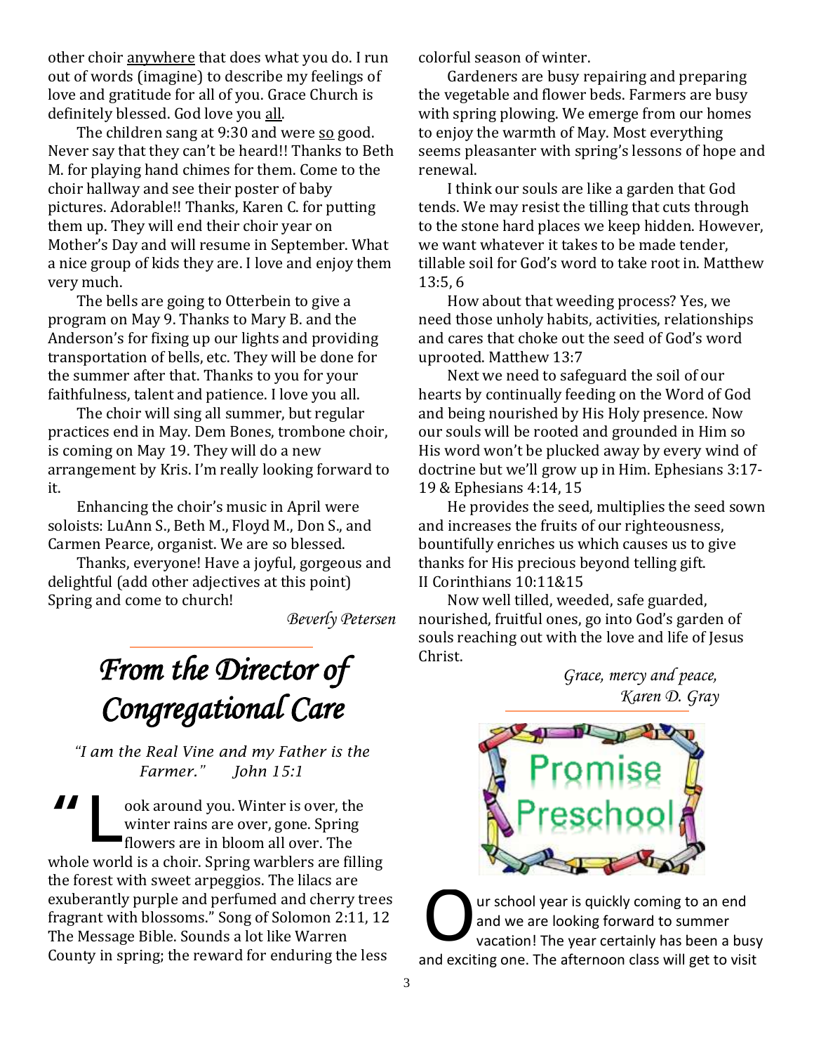other choir anywhere that does what you do. I run out of words (imagine) to describe my feelings of love and gratitude for all of you. Grace Church is definitely blessed. God love you all.

The children sang at 9:30 and were so good. Never say that they can't be heard!! Thanks to Beth M. for playing hand chimes for them. Come to the choir hallway and see their poster of baby pictures. Adorable!! Thanks, Karen C. for putting them up. They will end their choir year on Mother's Day and will resume in September. What a nice group of kids they are. I love and enjoy them very much.

The bells are going to Otterbein to give a program on May 9. Thanks to Mary B. and the Anderson's for fixing up our lights and providing transportation of bells, etc. They will be done for the summer after that. Thanks to you for your faithfulness, talent and patience. I love you all.

The choir will sing all summer, but regular practices end in May. Dem Bones, trombone choir, is coming on May 19. They will do a new arrangement by Kris. I'm really looking forward to it.

Enhancing the choir's music in April were soloists: LuAnn S., Beth M., Floyd M., Don S., and Carmen Pearce, organist. We are so blessed.

Thanks, everyone! Have a joyful, gorgeous and delightful (add other adjectives at this point) Spring and come to church!

*Beverly Petersen*

# *From the Director of Congregational Care*

*"I am the Real Vine and my Father is the Farmer." John 15:1*

"Look around you. Winter is over, the winter rains are over, gone. Spring flowers are in bloom all over. The whole world is a choir. Spring warblers are filling the forest with sweet arpeggios. The lilacs are exuberantly purple and perfumed and cherry trees fragrant with blossoms." Song of Solomon 2:11, 12 The Message Bible. Sounds a lot like Warren County in spring; the reward for enduring the less colorful season of winter.

Gardeners are busy repairing and preparing the vegetable and flower beds. Farmers are busy with spring plowing. We emerge from our homes to enjoy the warmth of May. Most everything seems pleasanter with spring's lessons of hope and renewal.

I think our souls are like a garden that God tends. We may resist the tilling that cuts through to the stone hard places we keep hidden. However, we want whatever it takes to be made tender, tillable soil for God's word to take root in. Matthew 13:5, 6

How about that weeding process? Yes, we need those unholy habits, activities, relationships and cares that choke out the seed of God's word uprooted. Matthew 13:7

Next we need to safeguard the soil of our hearts by continually feeding on the Word of God and being nourished by His Holy presence. Now our souls will be rooted and grounded in Him so His word won't be plucked away by every wind of doctrine but we'll grow up in Him. Ephesians 3:17-19 & Ephesians 4:14, 15

He provides the seed, multiplies the seed sown and increases the fruits of our righteousness, bountifully enriches us which causes us to give thanks for His precious beyond telling gift. II Corinthians 10:11&15

Now well tilled, weeded, safe guarded, nourished, fruitful ones, go into God's garden of souls reaching out with the love and life of Jesus Christ.

*Grace, mercy and peace,*
*Karen D. Gray*

## Promise Preschool

Our school year is quickly coming to an end and we are looking forward to summer vacation! The year certainly has been a busy and exciting one. The afternoon class will get to visit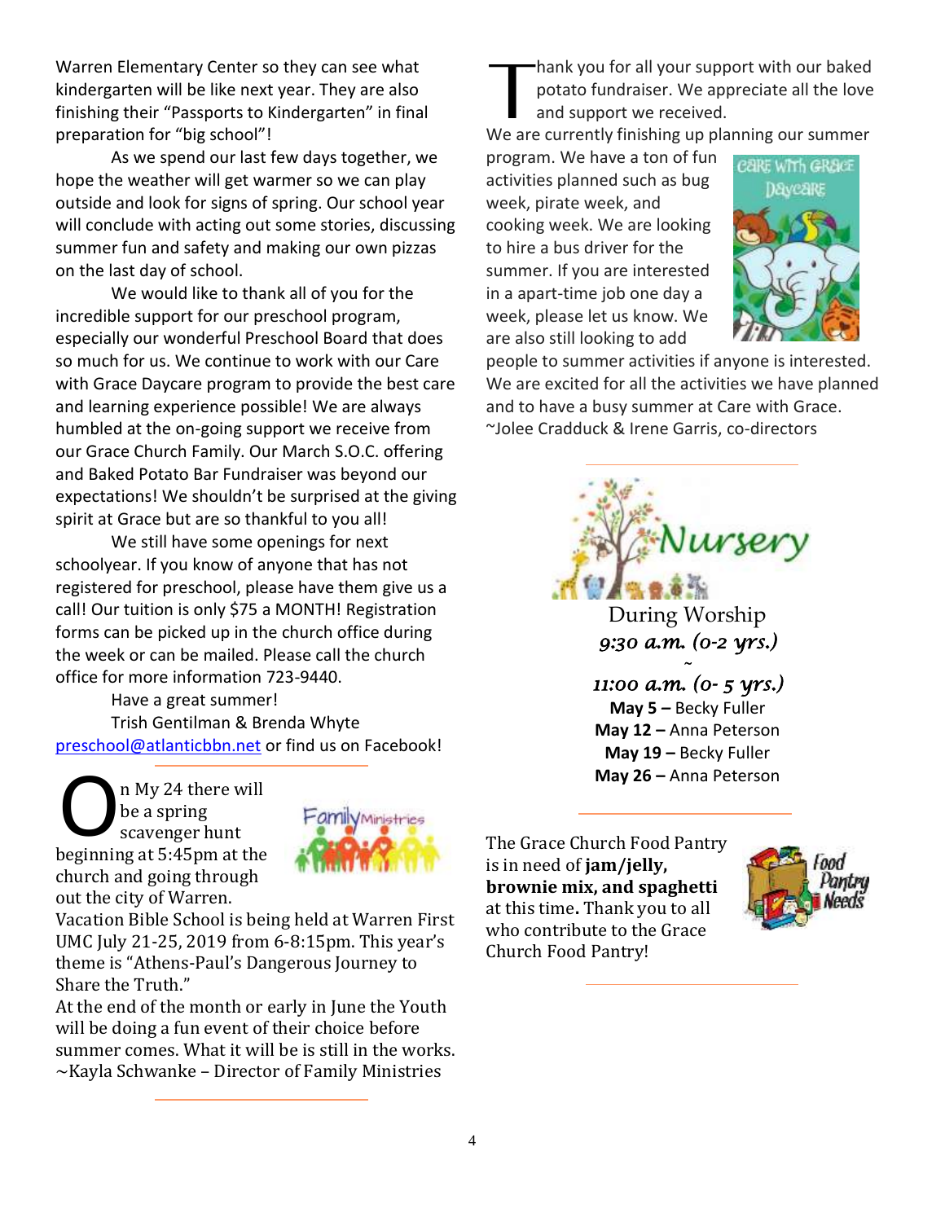Warren Elementary Center so they can see what kindergarten will be like next year. They are also finishing their "Passports to Kindergarten" in final preparation for "big school"!

As we spend our last few days together, we hope the weather will get warmer so we can play outside and look for signs of spring. Our school year will conclude with acting out some stories, discussing summer fun and safety and making our own pizzas on the last day of school.

We would like to thank all of you for the incredible support for our preschool program, especially our wonderful Preschool Board that does so much for us. We continue to work with our Care with Grace Daycare program to provide the best care and learning experience possible! We are always humbled at the on-going support we receive from our Grace Church Family. Our March S.O.C. offering and Baked Potato Bar Fundraiser was beyond our expectations! We shouldn't be surprised at the giving spirit at Grace but are so thankful to you all!

We still have some openings for next schoolyear. If you know of anyone that has not registered for preschool, please have them give us a call! Our tuition is only $75 a MONTH! Registration forms can be picked up in the church office during the week or can be mailed. Please call the church office for more information 723-9440.

Have a great summer!

Trish Gentilman & Brenda Whyte

preschool@atlanticbbn.net or find us on Facebook!

---

On My 24 there will be a spring scavenger hunt beginning at 5:45pm at the church and going through out the city of Warren.

Vacation Bible School is being held at Warren First UMC July 21-25, 2019 from 6-8:15pm. This year's theme is "Athens-Paul's Dangerous Journey to Share the Truth."

At the end of the month or early in June the Youth will be doing a fun event of their choice before summer comes. What it will be is still in the works.

~Kayla Schwanke – Director of Family Ministries

---

Thank you for all your support with our baked potato fundraiser. We appreciate all the love and support we received.

We are currently finishing up planning our summer program. We have a ton of fun activities planned such as bug week, pirate week, and cooking week. We are looking to hire a bus driver for the summer. If you are interested in a apart-time job one day a week, please let us know. We are also still looking to add people to summer activities if anyone is interested. We are excited for all the activities we have planned and to have a busy summer at Care with Grace.

~Jolee Cradduck & Irene Garris, co-directors

---

## Nursery

During Worship

*9:30 a.m. (0-2 yrs.)*

*~*

*11:00 a.m. (0- 5 yrs.)*

**May 5 –** Becky Fuller

**May 12 –** Anna Peterson

**May 19 –** Becky Fuller

**May 26 –** Anna Peterson

---

The Grace Church Food Pantry is in need of **jam/jelly, brownie mix, and spaghetti** at this time**.** Thank you to all who contribute to the Grace Church Food Pantry!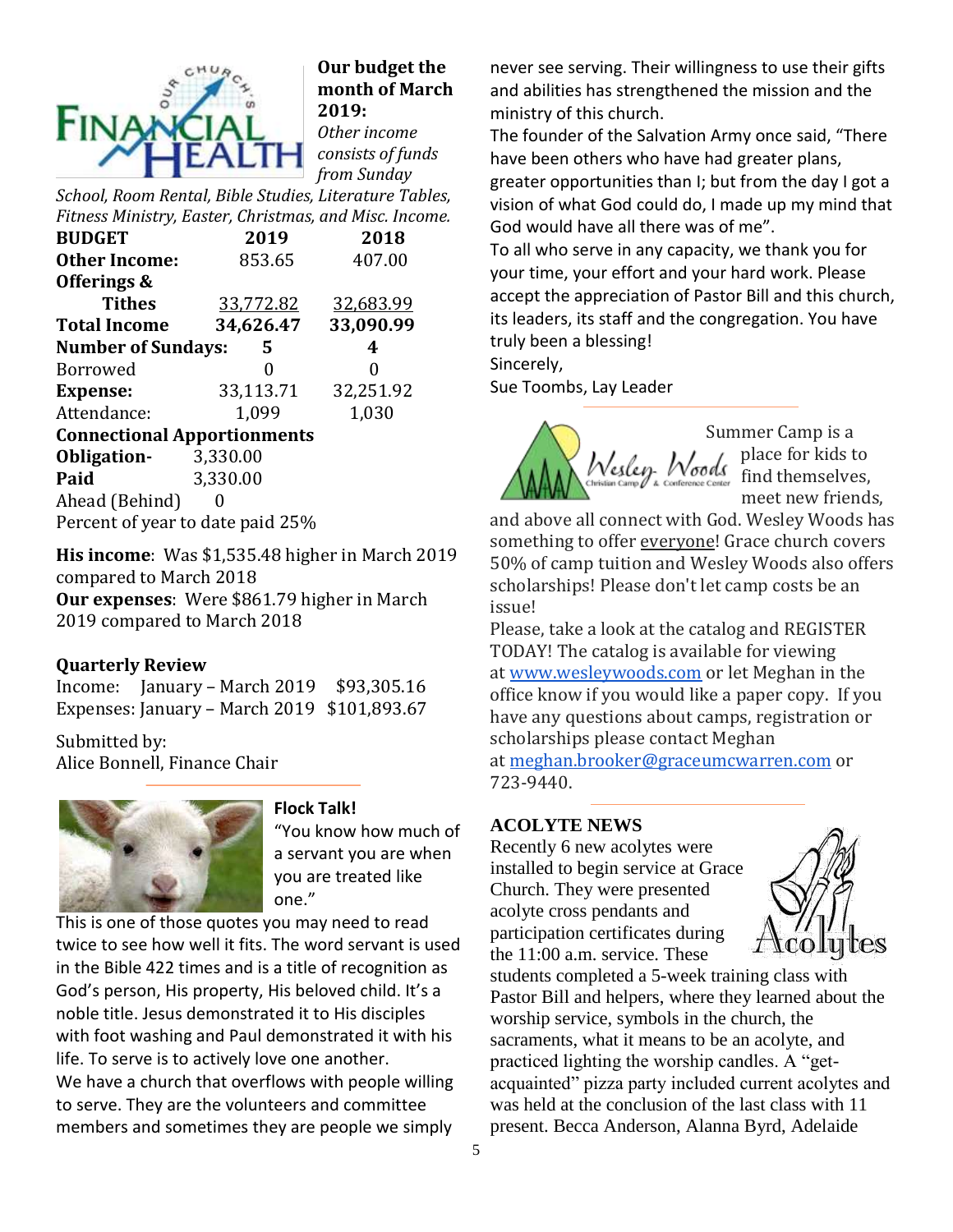**Our budget the month of March 2019:**

*Other income consists of funds from Sunday School, Room Rental, Bible Studies, Literature Tables, Fitness Ministry, Easter, Christmas, and Misc. Income.*

| **BUDGET** | **2019** | **2018** |
|---|---|---|
| **Other Income:** | 853.65 | 407.00 |
| **Offerings & Tithes** | 33,772.82 | 32,683.99 |
| **Total Income** | **34,626.47** | **33,090.99** |
| **Number of Sundays:** | **5** | **4** |
| Borrowed | 0 | 0 |
| **Expense:** | 33,113.71 | 32,251.92 |
| Attendance: | 1,099 | 1,030 |

**Connectional Apportionments**

**Obligation-** 3,330.00
**Paid** 3,330.00
Ahead (Behind) 0
Percent of year to date paid 25%

**His income**: Was $1,535.48 higher in March 2019 compared to March 2018

**Our expenses**: Were $861.79 higher in March 2019 compared to March 2018

**Quarterly Review**

Income: January – March 2019 $93,305.16
Expenses: January – March 2019 $101,893.67

Submitted by:
Alice Bonnell, Finance Chair

**Flock Talk!**

"You know how much of a servant you are when you are treated like one."

This is one of those quotes you may need to read twice to see how well it fits. The word servant is used in the Bible 422 times and is a title of recognition as God's person, His property, His beloved child. It's a noble title. Jesus demonstrated it to His disciples with foot washing and Paul demonstrated it with his life. To serve is to actively love one another.

We have a church that overflows with people willing to serve. They are the volunteers and committee members and sometimes they are people we simply never see serving. Their willingness to use their gifts and abilities has strengthened the mission and the ministry of this church.

The founder of the Salvation Army once said, "There have been others who have had greater plans, greater opportunities than I; but from the day I got a vision of what God could do, I made up my mind that God would have all there was of me".

To all who serve in any capacity, we thank you for your time, your effort and your hard work. Please accept the appreciation of Pastor Bill and this church, its leaders, its staff and the congregation. You have truly been a blessing!

Sincerely,
Sue Toombs, Lay Leader

Summer Camp is a place for kids to find themselves, meet new friends, and above all connect with God. Wesley Woods has something to offer everyone! Grace church covers 50% of camp tuition and Wesley Woods also offers scholarships! Please don't let camp costs be an issue!

Please, take a look at the catalog and REGISTER TODAY! The catalog is available for viewing at www.wesleywoods.com or let Meghan in the office know if you would like a paper copy. If you have any questions about camps, registration or scholarships please contact Meghan at meghan.brooker@graceumcwarren.com or 723-9440.

**ACOLYTE NEWS**

Recently 6 new acolytes were installed to begin service at Grace Church. They were presented acolyte cross pendants and participation certificates during the 11:00 a.m. service. These students completed a 5-week training class with Pastor Bill and helpers, where they learned about the worship service, symbols in the church, the sacraments, what it means to be an acolyte, and practiced lighting the worship candles. A "get-acquainted" pizza party included current acolytes and was held at the conclusion of the last class with 11 present. Becca Anderson, Alanna Byrd, Adelaide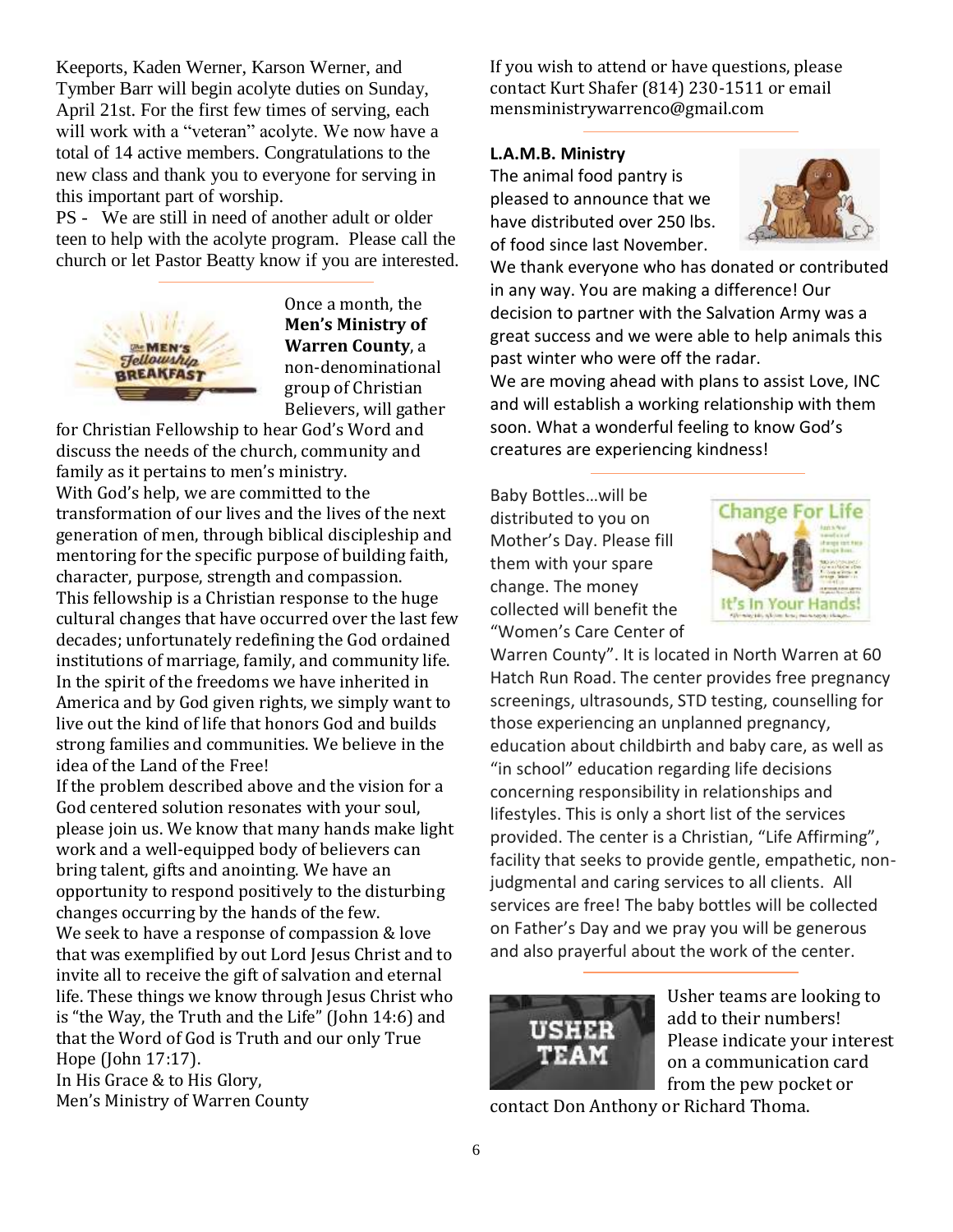Keeports, Kaden Werner, Karson Werner, and Tymber Barr will begin acolyte duties on Sunday, April 21st. For the first few times of serving, each will work with a "veteran" acolyte. We now have a total of 14 active members. Congratulations to the new class and thank you to everyone for serving in this important part of worship.

PS - We are still in need of another adult or older teen to help with the acolyte program. Please call the church or let Pastor Beatty know if you are interested.

---

Once a month, the **Men's Ministry of Warren County**, a non-denominational group of Christian Believers, will gather for Christian Fellowship to hear God's Word and discuss the needs of the church, community and family as it pertains to men's ministry.

With God's help, we are committed to the transformation of our lives and the lives of the next generation of men, through biblical discipleship and mentoring for the specific purpose of building faith, character, purpose, strength and compassion.

This fellowship is a Christian response to the huge cultural changes that have occurred over the last few decades; unfortunately redefining the God ordained institutions of marriage, family, and community life. In the spirit of the freedoms we have inherited in America and by God given rights, we simply want to live out the kind of life that honors God and builds strong families and communities. We believe in the idea of the Land of the Free!

If the problem described above and the vision for a God centered solution resonates with your soul, please join us. We know that many hands make light work and a well-equipped body of believers can bring talent, gifts and anointing. We have an opportunity to respond positively to the disturbing changes occurring by the hands of the few.

We seek to have a response of compassion & love that was exemplified by out Lord Jesus Christ and to invite all to receive the gift of salvation and eternal life. These things we know through Jesus Christ who is "the Way, the Truth and the Life" (John 14:6) and that the Word of God is Truth and our only True Hope (John 17:17).

In His Grace & to His Glory,
Men's Ministry of Warren County

If you wish to attend or have questions, please contact Kurt Shafer (814) 230-1511 or email mensministrywarrenco@gmail.com

---

**L.A.M.B. Ministry**

The animal food pantry is pleased to announce that we have distributed over 250 lbs. of food since last November. We thank everyone who has donated or contributed in any way. You are making a difference! Our decision to partner with the Salvation Army was a great success and we were able to help animals this past winter who were off the radar.

We are moving ahead with plans to assist Love, INC and will establish a working relationship with them soon. What a wonderful feeling to know God's creatures are experiencing kindness!

---

Baby Bottles…will be distributed to you on Mother's Day. Please fill them with your spare change. The money collected will benefit the "Women's Care Center of Warren County". It is located in North Warren at 60 Hatch Run Road. The center provides free pregnancy screenings, ultrasounds, STD testing, counselling for those experiencing an unplanned pregnancy, education about childbirth and baby care, as well as "in school" education regarding life decisions concerning responsibility in relationships and lifestyles. This is only a short list of the services provided. The center is a Christian, "Life Affirming", facility that seeks to provide gentle, empathetic, non-judgmental and caring services to all clients. All services are free! The baby bottles will be collected on Father's Day and we pray you will be generous and also prayerful about the work of the center.

---

Usher teams are looking to add to their numbers! Please indicate your interest on a communication card from the pew pocket or contact Don Anthony or Richard Thoma.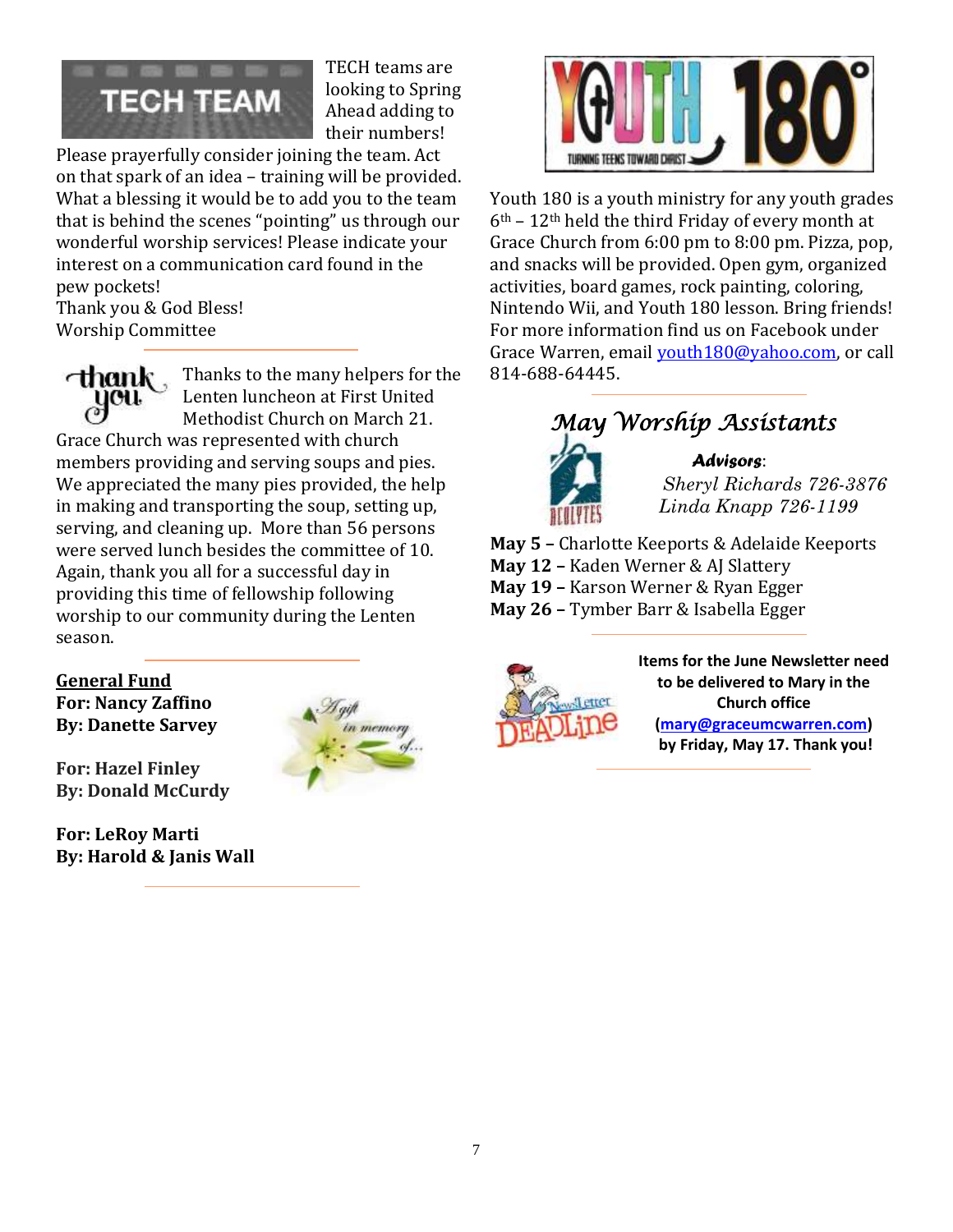## TECH TEAM

TECH teams are looking to Spring Ahead adding to their numbers! Please prayerfully consider joining the team. Act on that spark of an idea – training will be provided. What a blessing it would be to add you to the team that is behind the scenes "pointing" us through our wonderful worship services! Please indicate your interest on a communication card found in the pew pockets!
Thank you & God Bless!
Worship Committee

---

Thanks to the many helpers for the Lenten luncheon at First United Methodist Church on March 21. Grace Church was represented with church members providing and serving soups and pies. We appreciated the many pies provided, the help in making and transporting the soup, setting up, serving, and cleaning up. More than 56 persons were served lunch besides the committee of 10. Again, thank you all for a successful day in providing this time of fellowship following worship to our community during the Lenten season.

---

**General Fund**

**For: Nancy Zaffino**
**By: Danette Sarvey**

**For: Hazel Finley**
**By: Donald McCurdy**

**For: LeRoy Marti**
**By: Harold & Janis Wall**

---

## YOUTH 180°

Youth 180 is a youth ministry for any youth grades 6th – 12th held the third Friday of every month at Grace Church from 6:00 pm to 8:00 pm. Pizza, pop, and snacks will be provided. Open gym, organized activities, board games, rock painting, coloring, Nintendo Wii, and Youth 180 lesson. Bring friends! For more information find us on Facebook under Grace Warren, email youth180@yahoo.com, or call 814-688-64445.

---

## *May Worship Assistants*

***Advisors***:
*Sheryl Richards 726-3876*
*Linda Knapp 726-1199*

**May 5 –** Charlotte Keeports & Adelaide Keeports
**May 12 –** Kaden Werner & AJ Slattery
**May 19 –** Karson Werner & Ryan Egger
**May 26 –** Tymber Barr & Isabella Egger

---

**Items for the June Newsletter need to be delivered to Mary in the Church office (mary@graceumcwarren.com) by Friday, May 17. Thank you!**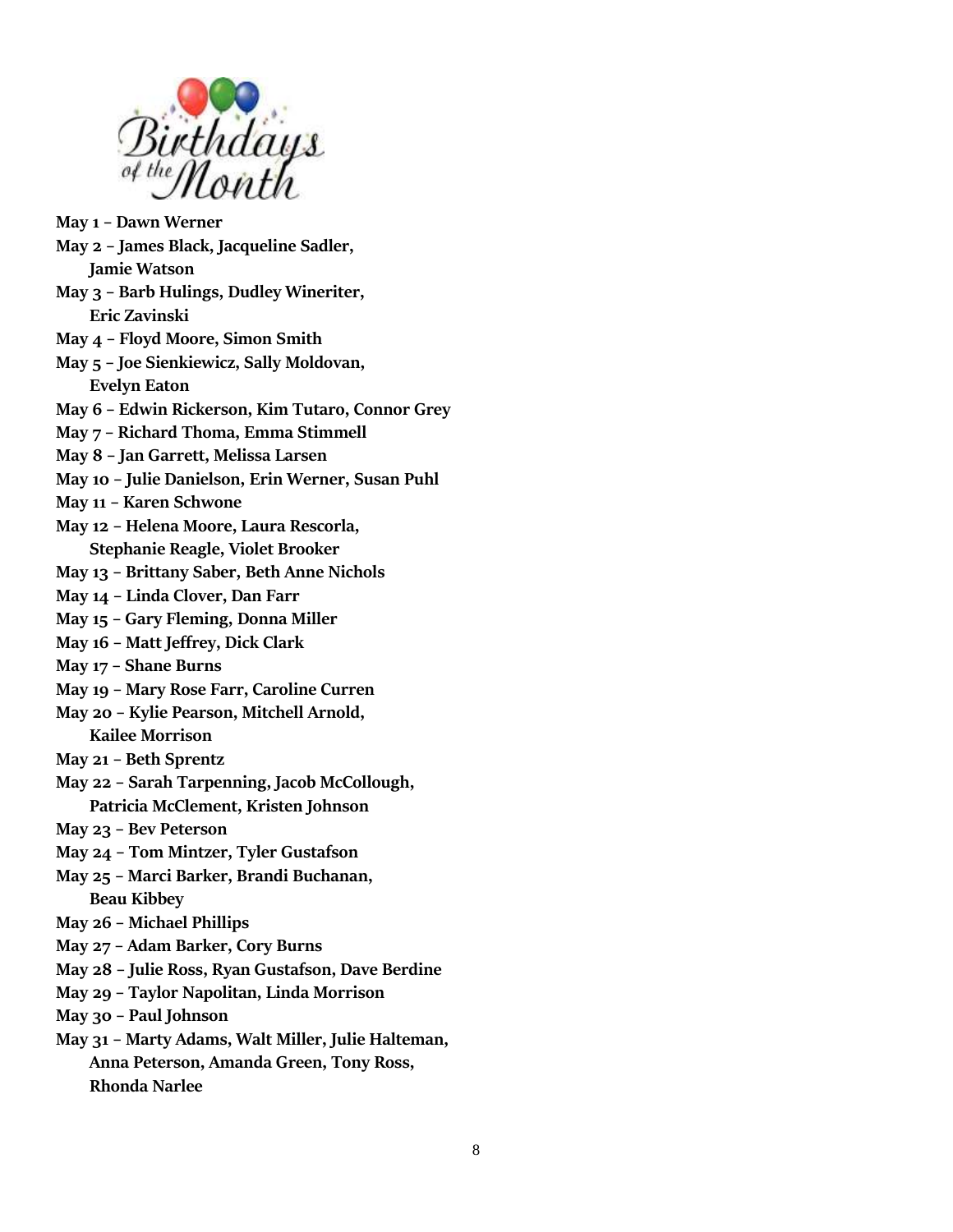# Birthdays of the Month

**May 1 – Dawn Werner**  
**May 2 – James Black, Jacqueline Sadler, Jamie Watson**  
**May 3 – Barb Hulings, Dudley Wineriter, Eric Zavinski**  
**May 4 – Floyd Moore, Simon Smith**  
**May 5 – Joe Sienkiewicz, Sally Moldovan, Evelyn Eaton**  
**May 6 – Edwin Rickerson, Kim Tutaro, Connor Grey**  
**May 7 – Richard Thoma, Emma Stimmell**  
**May 8 – Jan Garrett, Melissa Larsen**  
**May 10 – Julie Danielson, Erin Werner, Susan Puhl**  
**May 11 – Karen Schwone**  
**May 12 – Helena Moore, Laura Rescorla, Stephanie Reagle, Violet Brooker**  
**May 13 – Brittany Saber, Beth Anne Nichols**  
**May 14 – Linda Clover, Dan Farr**  
**May 15 – Gary Fleming, Donna Miller**  
**May 16 – Matt Jeffrey, Dick Clark**  
**May 17 – Shane Burns**  
**May 19 – Mary Rose Farr, Caroline Curren**  
**May 20 – Kylie Pearson, Mitchell Arnold, Kailee Morrison**  
**May 21 – Beth Sprentz**  
**May 22 – Sarah Tarpenning, Jacob McCollough, Patricia McClement, Kristen Johnson**  
**May 23 – Bev Peterson**  
**May 24 – Tom Mintzer, Tyler Gustafson**  
**May 25 – Marci Barker, Brandi Buchanan, Beau Kibbey**  
**May 26 – Michael Phillips**  
**May 27 – Adam Barker, Cory Burns**  
**May 28 – Julie Ross, Ryan Gustafson, Dave Berdine**  
**May 29 – Taylor Napolitan, Linda Morrison**  
**May 30 – Paul Johnson**  
**May 31 – Marty Adams, Walt Miller, Julie Halteman, Anna Peterson, Amanda Green, Tony Ross, Rhonda Narlee**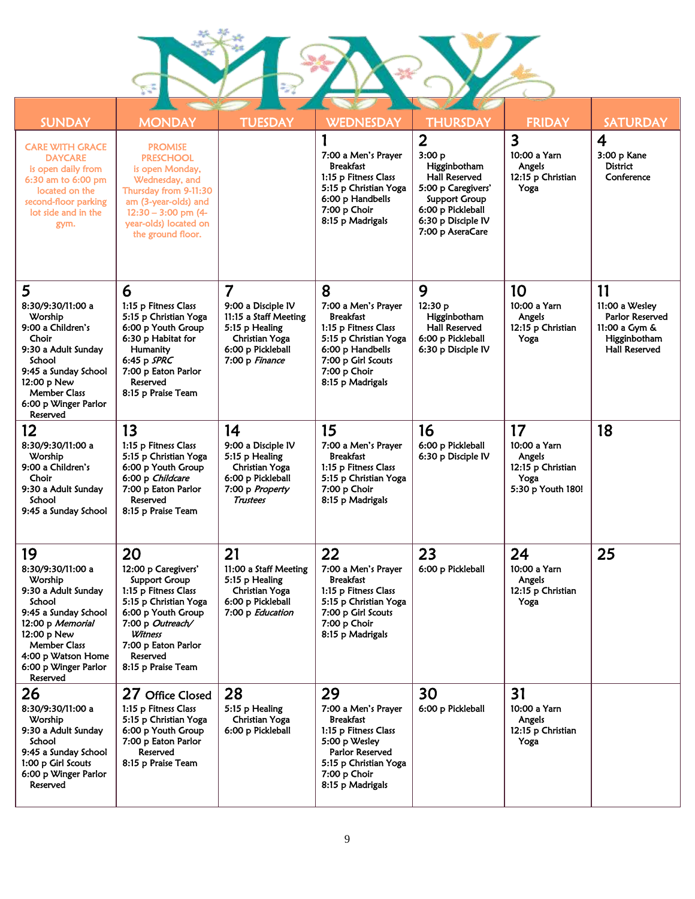# MAY

| SUNDAY | MONDAY | TUESDAY | WEDNESDAY | THURSDAY | FRIDAY | SATURDAY |
|---|---|---|---|---|---|---|
| CARE WITH GRACE DAYCARE is open daily from 6:30 am to 6:00 pm located on the second-floor parking lot side and in the gym. | PROMISE PRESCHOOL is open Monday, Wednesday, and Thursday from 9-11:30 am (3-year-olds) and 12:30 – 3:00 pm (4-year-olds) located on the ground floor. | | **1**<br>7:00 a Men's Prayer Breakfast<br>1:15 p Fitness Class<br>5:15 p Christian Yoga<br>6:00 p Handbells<br>7:00 p Choir<br>8:15 p Madrigals | **2**<br>3:00 p Higginbotham Hall Reserved<br>5:00 p Caregivers' Support Group<br>6:00 p Pickleball<br>6:30 p Disciple IV<br>7:00 p AseraCare | **3**<br>10:00 a Yarn Angels<br>12:15 p Christian Yoga | **4**<br>3:00 p Kane District Conference |
| **5**<br>8:30/9:30/11:00 a Worship<br>9:00 a Children's Choir<br>9:30 a Adult Sunday School<br>9:45 a Sunday School<br>12:00 p New Member Class<br>6:00 p Winger Parlor Reserved | **6**<br>1:15 p Fitness Class<br>5:15 p Christian Yoga<br>6:00 p Youth Group<br>6:30 p Habitat for Humanity<br>6:45 p *SPRC*<br>7:00 p Eaton Parlor Reserved<br>8:15 p Praise Team | **7**<br>9:00 a Disciple IV<br>11:15 a Staff Meeting<br>5:15 p Healing Christian Yoga<br>6:00 p Pickleball<br>7:00 p *Finance* | **8**<br>7:00 a Men's Prayer Breakfast<br>1:15 p Fitness Class<br>5:15 p Christian Yoga<br>6:00 p Handbells<br>7:00 p Girl Scouts<br>7:00 p Choir<br>8:15 p Madrigals | **9**<br>12:30 p Higginbotham Hall Reserved<br>6:00 p Pickleball<br>6:30 p Disciple IV | **10**<br>10:00 a Yarn Angels<br>12:15 p Christian Yoga | **11**<br>11:00 a Wesley Parlor Reserved<br>11:00 a Gym & Higginbotham Hall Reserved |
| **12**<br>8:30/9:30/11:00 a Worship<br>9:00 a Children's Choir<br>9:30 a Adult Sunday School<br>9:45 a Sunday School | **13**<br>1:15 p Fitness Class<br>5:15 p Christian Yoga<br>6:00 p Youth Group<br>6:00 p *Childcare*<br>7:00 p Eaton Parlor Reserved<br>8:15 p Praise Team | **14**<br>9:00 a Disciple IV<br>5:15 p Healing Christian Yoga<br>6:00 p Pickleball<br>7:00 p *Property Trustees* | **15**<br>7:00 a Men's Prayer Breakfast<br>1:15 p Fitness Class<br>5:15 p Christian Yoga<br>7:00 p Choir<br>8:15 p Madrigals | **16**<br>6:00 p Pickleball<br>6:30 p Disciple IV | **17**<br>10:00 a Yarn Angels<br>12:15 p Christian Yoga<br>5:30 p Youth 180! | **18** |
| **19**<br>8:30/9:30/11:00 a Worship<br>9:30 a Adult Sunday School<br>9:45 a Sunday School<br>12:00 p *Memorial*<br>12:00 p New Member Class<br>4:00 p Watson Home<br>6:00 p Winger Parlor Reserved | **20**<br>12:00 p Caregivers' Support Group<br>1:15 p Fitness Class<br>5:15 p Christian Yoga<br>6:00 p Youth Group<br>7:00 p *Outreach/ Witness*<br>7:00 p Eaton Parlor Reserved<br>8:15 p Praise Team | **21**<br>11:00 a Staff Meeting<br>5:15 p Healing Christian Yoga<br>6:00 p Pickleball<br>7:00 p *Education* | **22**<br>7:00 a Men's Prayer Breakfast<br>1:15 p Fitness Class<br>5:15 p Christian Yoga<br>7:00 p Girl Scouts<br>7:00 p Choir<br>8:15 p Madrigals | **23**<br>6:00 p Pickleball | **24**<br>10:00 a Yarn Angels<br>12:15 p Christian Yoga | **25** |
| **26**<br>8:30/9:30/11:00 a Worship<br>9:30 a Adult Sunday School<br>9:45 a Sunday School<br>1:00 p Girl Scouts<br>6:00 p Winger Parlor Reserved | **27 Office Closed**<br>1:15 p Fitness Class<br>5:15 p Christian Yoga<br>6:00 p Youth Group<br>7:00 p Eaton Parlor Reserved<br>8:15 p Praise Team | **28**<br>5:15 p Healing Christian Yoga<br>6:00 p Pickleball | **29**<br>7:00 a Men's Prayer Breakfast<br>1:15 p Fitness Class<br>5:00 p Wesley Parlor Reserved<br>5:15 p Christian Yoga<br>7:00 p Choir<br>8:15 p Madrigals | **30**<br>6:00 p Pickleball | **31**<br>10:00 a Yarn Angels<br>12:15 p Christian Yoga | |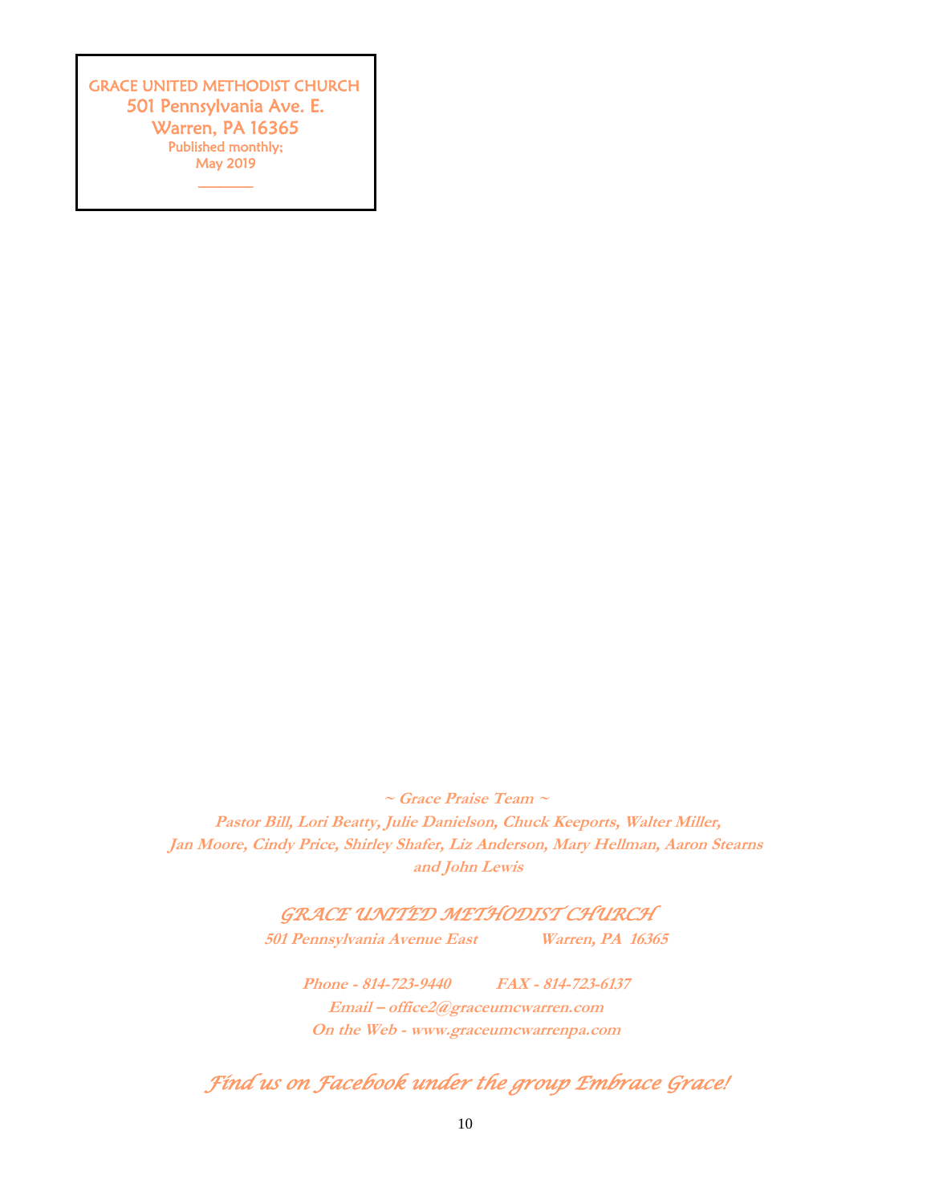GRACE UNITED METHODIST CHURCH
501 Pennsylvania Ave. E.
Warren, PA 16365
Published monthly;
May 2019

________

**~ Grace Praise Team ~**

**Pastor Bill, Lori Beatty, Julie Danielson, Chuck Keeports, Walter Miller, Jan Moore, Cindy Price, Shirley Shafer, Liz Anderson, Mary Hellman, Aaron Stearns and John Lewis**

***GRACE UNITED METHODIST CHURCH***

**501 Pennsylvania Avenue East      Warren, PA 16365**

**Phone - 814-723-9440      FAX - 814-723-6137**

**Email – office2@graceumcwarren.com**

**On the Web - www.graceumcwarrenpa.com**

*Find us on Facebook under the group Embrace Grace!*